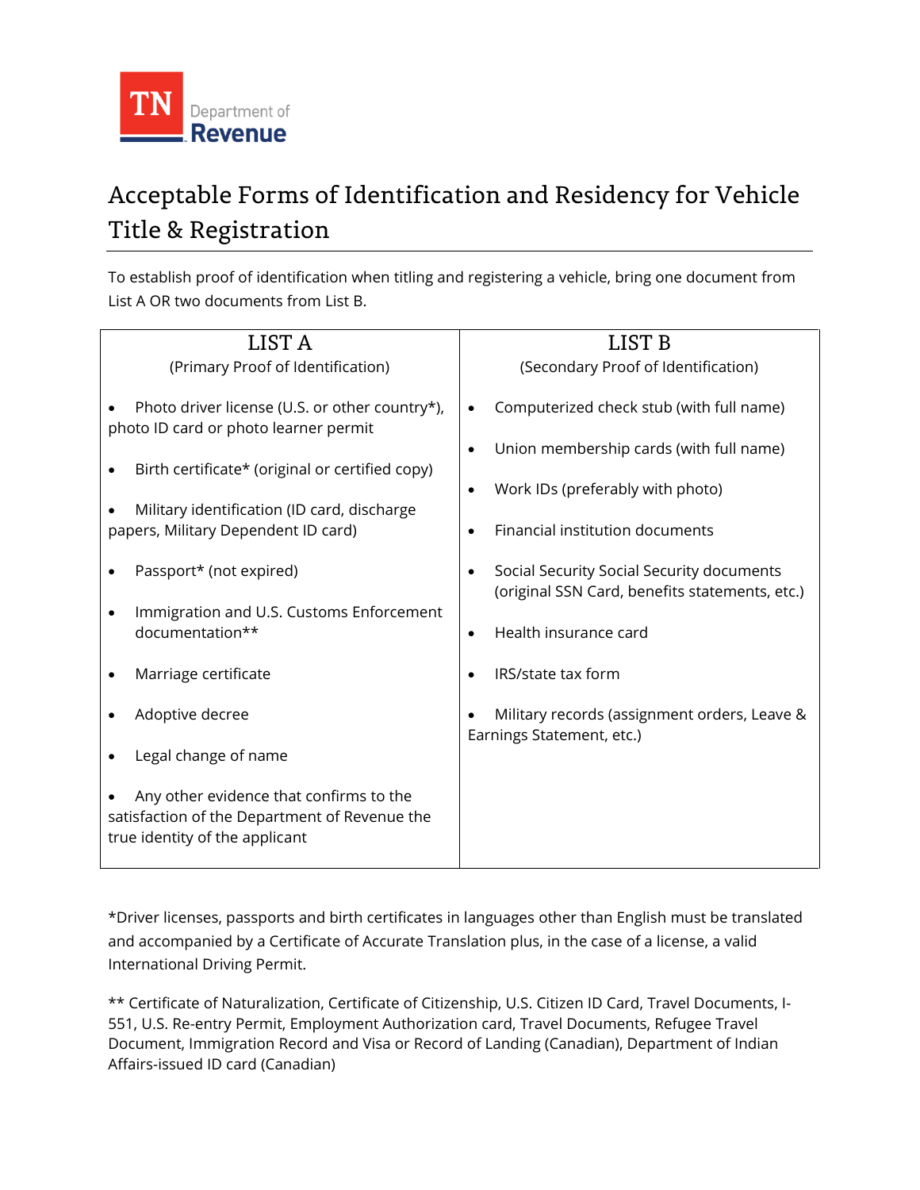TN Department of Revenue

# Acceptable Forms of Identification and Residency for Vehicle Title & Registration

To establish proof of identification when titling and registering a vehicle, bring one document from List A OR two documents from List B.

| LIST A (Primary Proof of Identification) | LIST B (Secondary Proof of Identification) |
|---|---|
| • Photo driver license (U.S. or other country*), photo ID card or photo learner permit | • Computerized check stub (with full name) |
| • Birth certificate* (original or certified copy) | • Union membership cards (with full name) |
| • Military identification (ID card, discharge papers, Military Dependent ID card) | • Work IDs (preferably with photo) |
| • Passport* (not expired) | • Financial institution documents |
| • Immigration and U.S. Customs Enforcement documentation** | • Social Security Social Security documents (original SSN Card, benefits statements, etc.) |
| • Marriage certificate | • Health insurance card |
| • Adoptive decree | • IRS/state tax form |
| • Legal change of name | • Military records (assignment orders, Leave & Earnings Statement, etc.) |
| • Any other evidence that confirms to the satisfaction of the Department of Revenue the true identity of the applicant | |

*Driver licenses, passports and birth certificates in languages other than English must be translated and accompanied by a Certificate of Accurate Translation plus, in the case of a license, a valid International Driving Permit.

** Certificate of Naturalization, Certificate of Citizenship, U.S. Citizen ID Card, Travel Documents, I-551, U.S. Re-entry Permit, Employment Authorization card, Travel Documents, Refugee Travel Document, Immigration Record and Visa or Record of Landing (Canadian), Department of Indian Affairs-issued ID card (Canadian)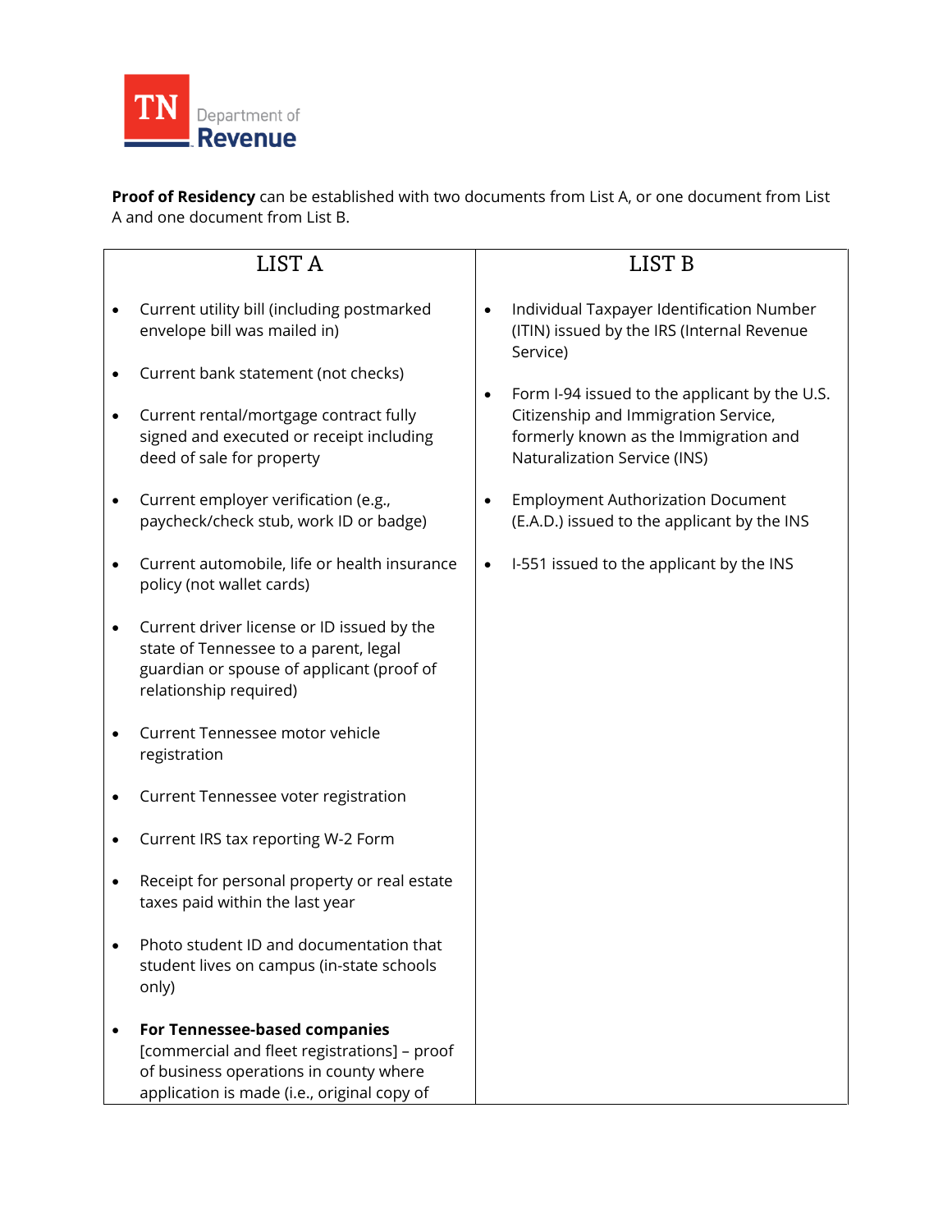TN Department of Revenue

**Proof of Residency** can be established with two documents from List A, or one document from List A and one document from List B.

| LIST A | LIST B |
|---|---|
| • Current utility bill (including postmarked envelope bill was mailed in)<br>• Current bank statement (not checks)<br>• Current rental/mortgage contract fully signed and executed or receipt including deed of sale for property<br>• Current employer verification (e.g., paycheck/check stub, work ID or badge)<br>• Current automobile, life or health insurance policy (not wallet cards)<br>• Current driver license or ID issued by the state of Tennessee to a parent, legal guardian or spouse of applicant (proof of relationship required)<br>• Current Tennessee motor vehicle registration<br>• Current Tennessee voter registration<br>• Current IRS tax reporting W-2 Form<br>• Receipt for personal property or real estate taxes paid within the last year<br>• Photo student ID and documentation that student lives on campus (in-state schools only)<br>• **For Tennessee-based companies** [commercial and fleet registrations] – proof of business operations in county where application is made (i.e., original copy of | • Individual Taxpayer Identification Number (ITIN) issued by the IRS (Internal Revenue Service)<br>• Form I-94 issued to the applicant by the U.S. Citizenship and Immigration Service, formerly known as the Immigration and Naturalization Service (INS)<br>• Employment Authorization Document (E.A.D.) issued to the applicant by the INS<br>• I-551 issued to the applicant by the INS |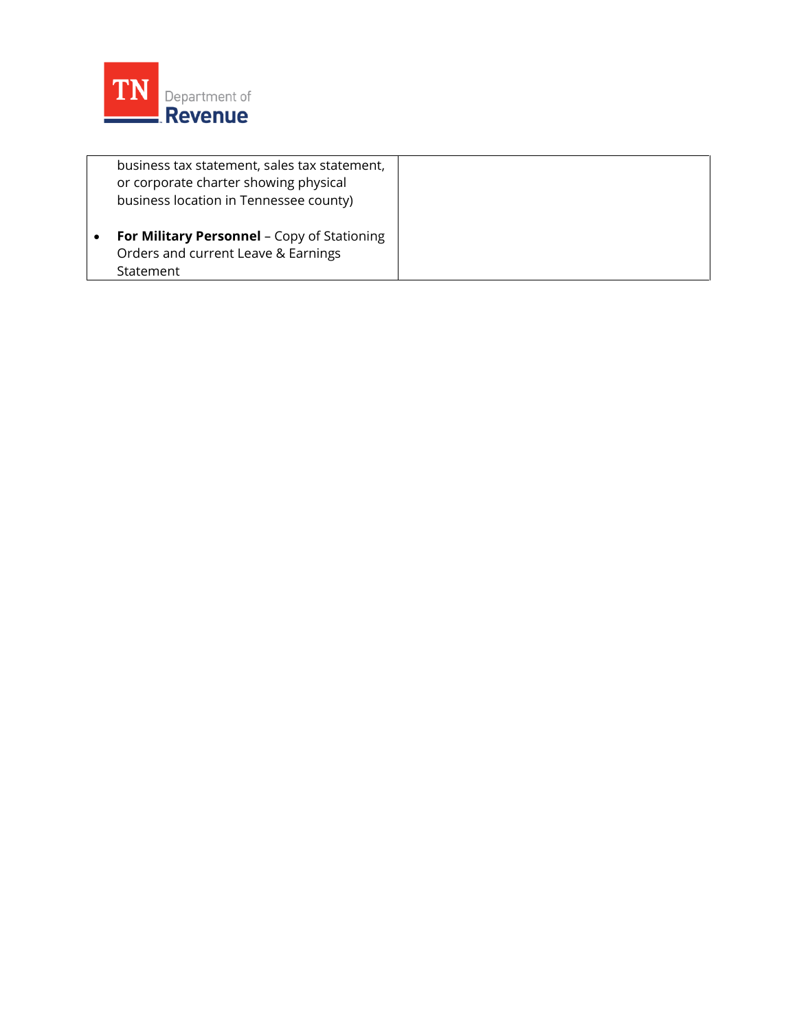| | |
|---|---|
| business tax statement, sales tax statement, or corporate charter showing physical business location in Tennessee county)<br><br>• **For Military Personnel** – Copy of Stationing Orders and current Leave & Earnings Statement | |